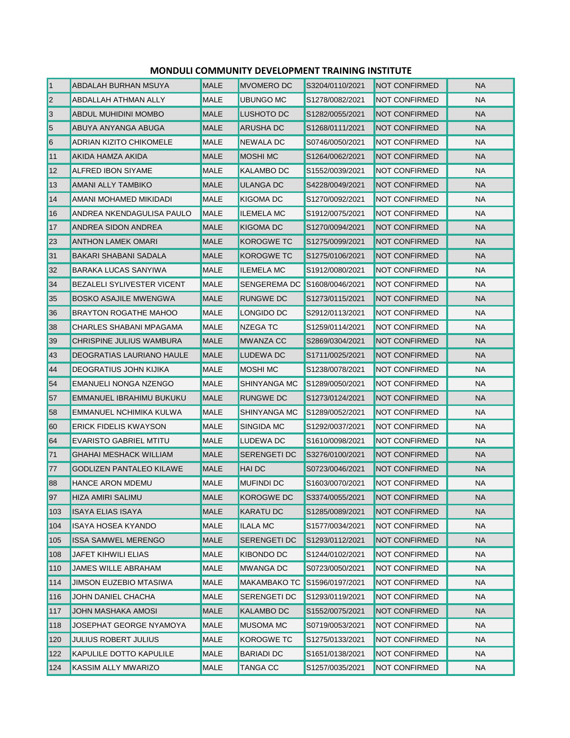## MONDULI COMMUNITY DEVELOPMENT TRAINING INSTITUTE

| | | | | | | |
|---|---|---|---|---|---|---|
| 1 | ABDALAH BURHAN MSUYA | MALE | MVOMERO DC | S3204/0110/2021 | NOT CONFIRMED | NA |
| 2 | ABDALLAH ATHMAN ALLY | MALE | UBUNGO MC | S1278/0082/2021 | NOT CONFIRMED | NA |
| 3 | ABDUL MUHIDINI MOMBO | MALE | LUSHOTO DC | S1282/0055/2021 | NOT CONFIRMED | NA |
| 5 | ABUYA ANYANGA ABUGA | MALE | ARUSHA DC | S1268/0111/2021 | NOT CONFIRMED | NA |
| 6 | ADRIAN KIZITO CHIKOMELE | MALE | NEWALA DC | S0746/0050/2021 | NOT CONFIRMED | NA |
| 11 | AKIDA HAMZA AKIDA | MALE | MOSHI MC | S1264/0062/2021 | NOT CONFIRMED | NA |
| 12 | ALFRED IBON SIYAME | MALE | KALAMBO DC | S1552/0039/2021 | NOT CONFIRMED | NA |
| 13 | AMANI ALLY TAMBIKO | MALE | ULANGA DC | S4228/0049/2021 | NOT CONFIRMED | NA |
| 14 | AMANI MOHAMED MIKIDADI | MALE | KIGOMA DC | S1270/0092/2021 | NOT CONFIRMED | NA |
| 16 | ANDREA NKENDAGULISA PAULO | MALE | ILEMELA MC | S1912/0075/2021 | NOT CONFIRMED | NA |
| 17 | ANDREA SIDON ANDREA | MALE | KIGOMA DC | S1270/0094/2021 | NOT CONFIRMED | NA |
| 23 | ANTHON LAMEK OMARI | MALE | KOROGWE TC | S1275/0099/2021 | NOT CONFIRMED | NA |
| 31 | BAKARI SHABANI SADALA | MALE | KOROGWE TC | S1275/0106/2021 | NOT CONFIRMED | NA |
| 32 | BARAKA LUCAS SANYIWA | MALE | ILEMELA MC | S1912/0080/2021 | NOT CONFIRMED | NA |
| 34 | BEZALELI SYLIVESTER VICENT | MALE | SENGEREMA DC | S1608/0046/2021 | NOT CONFIRMED | NA |
| 35 | BOSKO ASAJILE MWENGWA | MALE | RUNGWE DC | S1273/0115/2021 | NOT CONFIRMED | NA |
| 36 | BRAYTON ROGATHE MAHOO | MALE | LONGIDO DC | S2912/0113/2021 | NOT CONFIRMED | NA |
| 38 | CHARLES SHABANI MPAGAMA | MALE | NZEGA TC | S1259/0114/2021 | NOT CONFIRMED | NA |
| 39 | CHRISPINE JULIUS WAMBURA | MALE | MWANZA CC | S2869/0304/2021 | NOT CONFIRMED | NA |
| 43 | DEOGRATIAS LAURIANO HAULE | MALE | LUDEWA DC | S1711/0025/2021 | NOT CONFIRMED | NA |
| 44 | DEOGRATIUS JOHN KIJIKA | MALE | MOSHI MC | S1238/0078/2021 | NOT CONFIRMED | NA |
| 54 | EMANUELI NONGA NZENGO | MALE | SHINYANGA MC | S1289/0050/2021 | NOT CONFIRMED | NA |
| 57 | EMMANUEL IBRAHIMU BUKUKU | MALE | RUNGWE DC | S1273/0124/2021 | NOT CONFIRMED | NA |
| 58 | EMMANUEL NCHIMIKA KULWA | MALE | SHINYANGA MC | S1289/0052/2021 | NOT CONFIRMED | NA |
| 60 | ERICK FIDELIS KWAYSON | MALE | SINGIDA MC | S1292/0037/2021 | NOT CONFIRMED | NA |
| 64 | EVARISTO GABRIEL MTITU | MALE | LUDEWA DC | S1610/0098/2021 | NOT CONFIRMED | NA |
| 71 | GHAHAI MESHACK WILLIAM | MALE | SERENGETI DC | S3276/0100/2021 | NOT CONFIRMED | NA |
| 77 | GODLIZEN PANTALEO KILAWE | MALE | HAI DC | S0723/0046/2021 | NOT CONFIRMED | NA |
| 88 | HANCE ARON MDEMU | MALE | MUFINDI DC | S1603/0070/2021 | NOT CONFIRMED | NA |
| 97 | HIZA AMIRI SALIMU | MALE | KOROGWE DC | S3374/0055/2021 | NOT CONFIRMED | NA |
| 103 | ISAYA ELIAS ISAYA | MALE | KARATU DC | S1285/0089/2021 | NOT CONFIRMED | NA |
| 104 | ISAYA HOSEA KYANDO | MALE | ILALA MC | S1577/0034/2021 | NOT CONFIRMED | NA |
| 105 | ISSA SAMWEL MERENGO | MALE | SERENGETI DC | S1293/0112/2021 | NOT CONFIRMED | NA |
| 108 | JAFET KIHWILI ELIAS | MALE | KIBONDO DC | S1244/0102/2021 | NOT CONFIRMED | NA |
| 110 | JAMES WILLE ABRAHAM | MALE | MWANGA DC | S0723/0050/2021 | NOT CONFIRMED | NA |
| 114 | JIMSON EUZEBIO MTASIWA | MALE | MAKAMBAKO TC | S1596/0197/2021 | NOT CONFIRMED | NA |
| 116 | JOHN DANIEL CHACHA | MALE | SERENGETI DC | S1293/0119/2021 | NOT CONFIRMED | NA |
| 117 | JOHN MASHAKA AMOSI | MALE | KALAMBO DC | S1552/0075/2021 | NOT CONFIRMED | NA |
| 118 | JOSEPHAT GEORGE NYAMOYA | MALE | MUSOMA MC | S0719/0053/2021 | NOT CONFIRMED | NA |
| 120 | JULIUS ROBERT JULIUS | MALE | KOROGWE TC | S1275/0133/2021 | NOT CONFIRMED | NA |
| 122 | KAPULILE DOTTO KAPULILE | MALE | BARIADI DC | S1651/0138/2021 | NOT CONFIRMED | NA |
| 124 | KASSIM ALLY MWARIZO | MALE | TANGA CC | S1257/0035/2021 | NOT CONFIRMED | NA |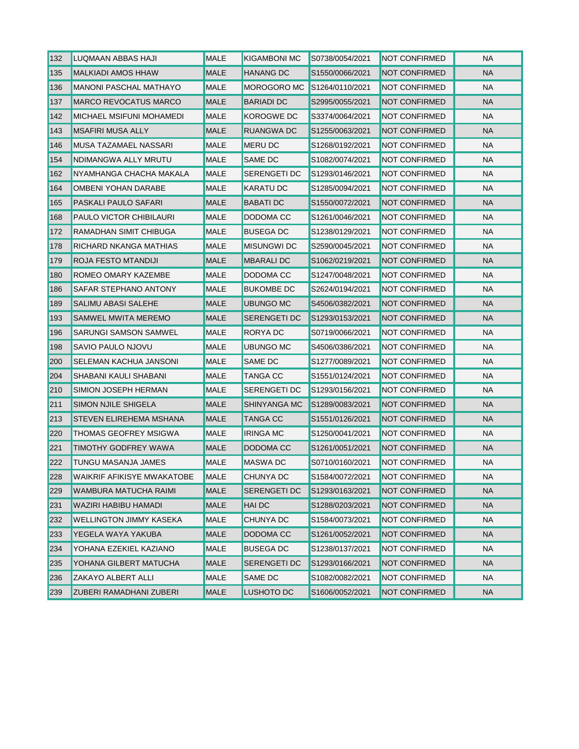| | | | | | | |
|---|---|---|---|---|---|---|
| 132 | LUQMAAN ABBAS HAJI | MALE | KIGAMBONI MC | S0738/0054/2021 | NOT CONFIRMED | NA |
| 135 | MALKIADI AMOS HHAW | MALE | HANANG DC | S1550/0066/2021 | NOT CONFIRMED | NA |
| 136 | MANONI PASCHAL MATHAYO | MALE | MOROGORO MC | S1264/0110/2021 | NOT CONFIRMED | NA |
| 137 | MARCO REVOCATUS MARCO | MALE | BARIADI DC | S2995/0055/2021 | NOT CONFIRMED | NA |
| 142 | MICHAEL MSIFUNI MOHAMEDI | MALE | KOROGWE DC | S3374/0064/2021 | NOT CONFIRMED | NA |
| 143 | MSAFIRI MUSA ALLY | MALE | RUANGWA DC | S1255/0063/2021 | NOT CONFIRMED | NA |
| 146 | MUSA TAZAMAEL NASSARI | MALE | MERU DC | S1268/0192/2021 | NOT CONFIRMED | NA |
| 154 | NDIMANGWA ALLY MRUTU | MALE | SAME DC | S1082/0074/2021 | NOT CONFIRMED | NA |
| 162 | NYAMHANGA CHACHA MAKALA | MALE | SERENGETI DC | S1293/0146/2021 | NOT CONFIRMED | NA |
| 164 | OMBENI YOHAN DARABE | MALE | KARATU DC | S1285/0094/2021 | NOT CONFIRMED | NA |
| 165 | PASKALI PAULO SAFARI | MALE | BABATI DC | S1550/0072/2021 | NOT CONFIRMED | NA |
| 168 | PAULO VICTOR CHIBILAURI | MALE | DODOMA CC | S1261/0046/2021 | NOT CONFIRMED | NA |
| 172 | RAMADHAN SIMIT CHIBUGA | MALE | BUSEGA DC | S1238/0129/2021 | NOT CONFIRMED | NA |
| 178 | RICHARD NKANGA MATHIAS | MALE | MISUNGWI DC | S2590/0045/2021 | NOT CONFIRMED | NA |
| 179 | ROJA FESTO MTANDIJI | MALE | MBARALI DC | S1062/0219/2021 | NOT CONFIRMED | NA |
| 180 | ROMEO OMARY KAZEMBE | MALE | DODOMA CC | S1247/0048/2021 | NOT CONFIRMED | NA |
| 186 | SAFAR STEPHANO ANTONY | MALE | BUKOMBE DC | S2624/0194/2021 | NOT CONFIRMED | NA |
| 189 | SALIMU ABASI SALEHE | MALE | UBUNGO MC | S4506/0382/2021 | NOT CONFIRMED | NA |
| 193 | SAMWEL MWITA MEREMO | MALE | SERENGETI DC | S1293/0153/2021 | NOT CONFIRMED | NA |
| 196 | SARUNGI SAMSON SAMWEL | MALE | RORYA DC | S0719/0066/2021 | NOT CONFIRMED | NA |
| 198 | SAVIO PAULO NJOVU | MALE | UBUNGO MC | S4506/0386/2021 | NOT CONFIRMED | NA |
| 200 | SELEMAN KACHUA JANSONI | MALE | SAME DC | S1277/0089/2021 | NOT CONFIRMED | NA |
| 204 | SHABANI KAULI SHABANI | MALE | TANGA CC | S1551/0124/2021 | NOT CONFIRMED | NA |
| 210 | SIMION JOSEPH HERMAN | MALE | SERENGETI DC | S1293/0156/2021 | NOT CONFIRMED | NA |
| 211 | SIMON NJILE SHIGELA | MALE | SHINYANGA MC | S1289/0083/2021 | NOT CONFIRMED | NA |
| 213 | STEVEN ELIREHEMA MSHANA | MALE | TANGA CC | S1551/0126/2021 | NOT CONFIRMED | NA |
| 220 | THOMAS GEOFREY MSIGWA | MALE | IRINGA MC | S1250/0041/2021 | NOT CONFIRMED | NA |
| 221 | TIMOTHY GODFREY WAWA | MALE | DODOMA CC | S1261/0051/2021 | NOT CONFIRMED | NA |
| 222 | TUNGU MASANJA JAMES | MALE | MASWA DC | S0710/0160/2021 | NOT CONFIRMED | NA |
| 228 | WAIKRIF AFIKISYE MWAKATOBE | MALE | CHUNYA DC | S1584/0072/2021 | NOT CONFIRMED | NA |
| 229 | WAMBURA MATUCHA RAIMI | MALE | SERENGETI DC | S1293/0163/2021 | NOT CONFIRMED | NA |
| 231 | WAZIRI HABIBU HAMADI | MALE | HAI DC | S1288/0203/2021 | NOT CONFIRMED | NA |
| 232 | WELLINGTON JIMMY KASEKA | MALE | CHUNYA DC | S1584/0073/2021 | NOT CONFIRMED | NA |
| 233 | YEGELA WAYA YAKUBA | MALE | DODOMA CC | S1261/0052/2021 | NOT CONFIRMED | NA |
| 234 | YOHANA EZEKIEL KAZIANO | MALE | BUSEGA DC | S1238/0137/2021 | NOT CONFIRMED | NA |
| 235 | YOHANA GILBERT MATUCHA | MALE | SERENGETI DC | S1293/0166/2021 | NOT CONFIRMED | NA |
| 236 | ZAKAYO ALBERT ALLI | MALE | SAME DC | S1082/0082/2021 | NOT CONFIRMED | NA |
| 239 | ZUBERI RAMADHANI ZUBERI | MALE | LUSHOTO DC | S1606/0052/2021 | NOT CONFIRMED | NA |